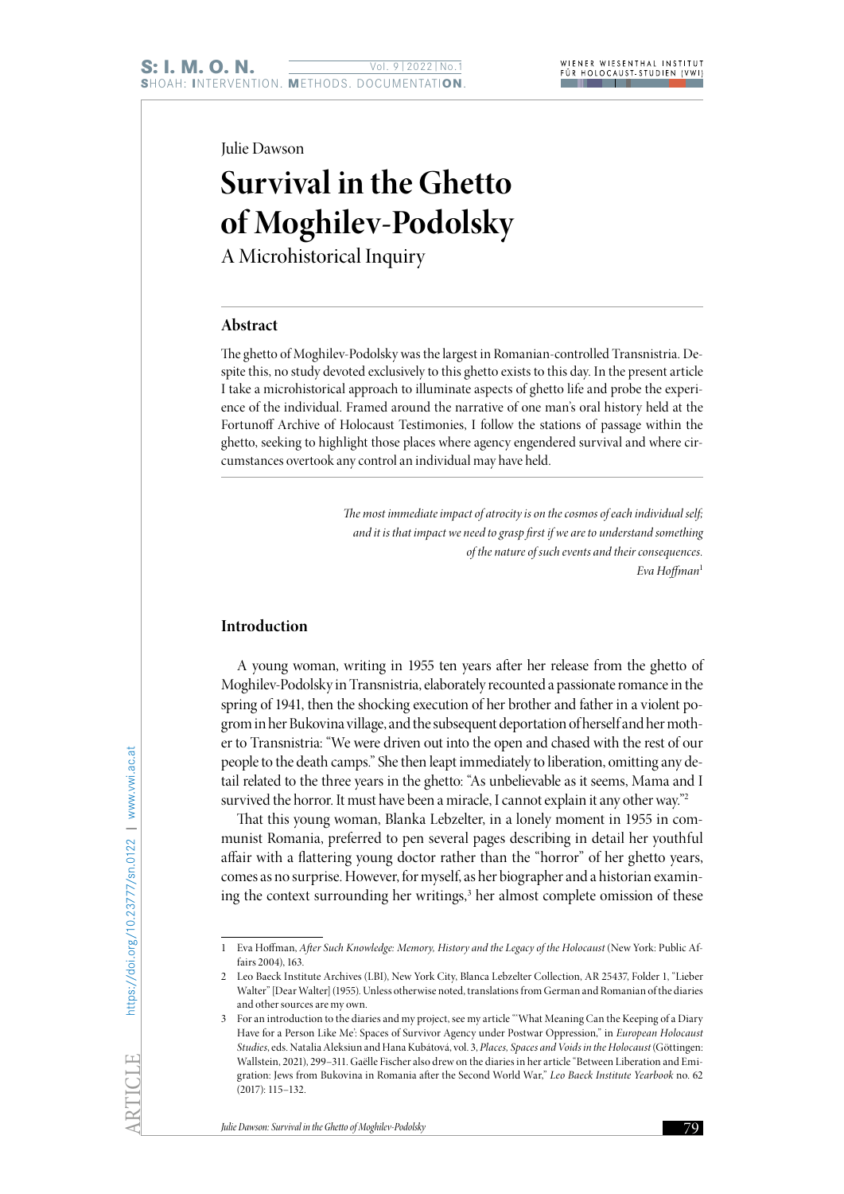Julie Dawson

# Survival in the Ghetto of Moghilev-Podolsky

## A Microhistorical Inquiry

### Abstract

The ghetto of Moghilev-Podolsky was the largest in Romanian-controlled Transnistria. Despite this, no study devoted exclusively to this ghetto exists to this day. In the present article I take a microhistorical approach to illuminate aspects of ghetto life and probe the experience of the individual. Framed around the narrative of one man's oral history held at the Fortunoff Archive of Holocaust Testimonies, I follow the stations of passage within the ghetto, seeking to highlight those places where agency engendered survival and where circumstances overtook any control an individual may have held.

*The most immediate impact of atrocity is on the cosmos of each individual self; and it is that impact we need to grasp first if we are to understand something of the nature of such events and their consequences.*
*Eva Hoffman*[1]

### Introduction

A young woman, writing in 1955 ten years after her release from the ghetto of Moghilev-Podolsky in Transnistria, elaborately recounted a passionate romance in the spring of 1941, then the shocking execution of her brother and father in a violent pogrom in her Bukovina village, and the subsequent deportation of herself and her mother to Transnistria: "We were driven out into the open and chased with the rest of our people to the death camps." She then leapt immediately to liberation, omitting any detail related to the three years in the ghetto: "As unbelievable as it seems, Mama and I survived the horror. It must have been a miracle, I cannot explain it any other way."[2]

That this young woman, Blanka Lebzelter, in a lonely moment in 1955 in communist Romania, preferred to pen several pages describing in detail her youthful affair with a flattering young doctor rather than the "horror" of her ghetto years, comes as no surprise. However, for myself, as her biographer and a historian examining the context surrounding her writings,[3] her almost complete omission of these

---

1 Eva Hoffman, *After Such Knowledge: Memory, History and the Legacy of the Holocaust* (New York: Public Affairs 2004), 163.

2 Leo Baeck Institute Archives (LBI), New York City, Blanca Lebzelter Collection, AR 25437, Folder 1, "Lieber Walter" [Dear Walter] (1955). Unless otherwise noted, translations from German and Romanian of the diaries and other sources are my own.

3 For an introduction to the diaries and my project, see my article "'What Meaning Can the Keeping of a Diary Have for a Person Like Me': Spaces of Survivor Agency under Postwar Oppression," in *European Holocaust Studies*, eds. Natalia Aleksiun and Hana Kubátová, vol. 3, *Places, Spaces and Voids in the Holocaust* (Göttingen: Wallstein, 2021), 299–311. Gaëlle Fischer also drew on the diaries in her article "Between Liberation and Emigration: Jews from Bukovina in Romania after the Second World War," *Leo Baeck Institute Yearbook* no. 62 (2017): 115–132.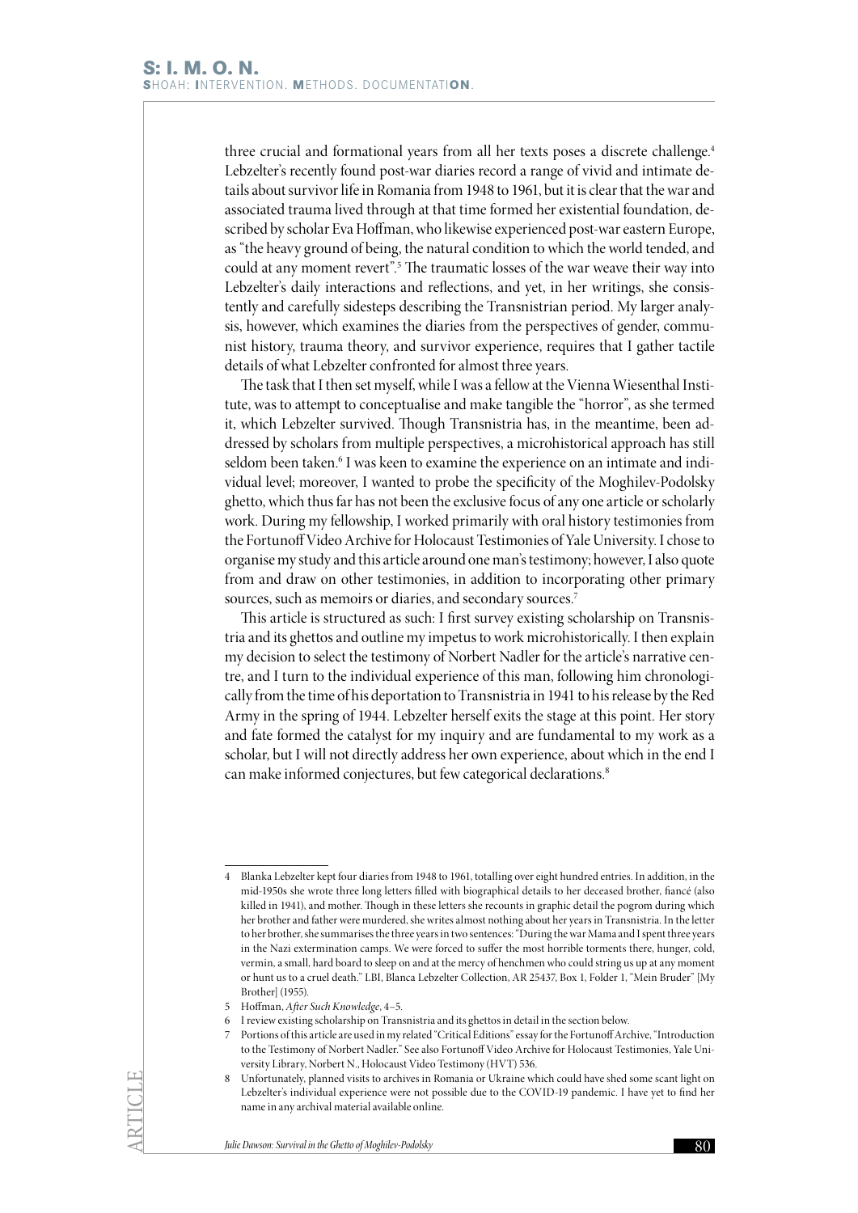three crucial and formational years from all her texts poses a discrete challenge.[4] Lebzelter's recently found post-war diaries record a range of vivid and intimate details about survivor life in Romania from 1948 to 1961, but it is clear that the war and associated trauma lived through at that time formed her existential foundation, described by scholar Eva Hoffman, who likewise experienced post-war eastern Europe, as "the heavy ground of being, the natural condition to which the world tended, and could at any moment revert".[5] The traumatic losses of the war weave their way into Lebzelter's daily interactions and reflections, and yet, in her writings, she consistently and carefully sidesteps describing the Transnistrian period. My larger analysis, however, which examines the diaries from the perspectives of gender, communist history, trauma theory, and survivor experience, requires that I gather tactile details of what Lebzelter confronted for almost three years.

The task that I then set myself, while I was a fellow at the Vienna Wiesenthal Institute, was to attempt to conceptualise and make tangible the "horror", as she termed it, which Lebzelter survived. Though Transnistria has, in the meantime, been addressed by scholars from multiple perspectives, a microhistorical approach has still seldom been taken.[6] I was keen to examine the experience on an intimate and individual level; moreover, I wanted to probe the specificity of the Moghilev-Podolsky ghetto, which thus far has not been the exclusive focus of any one article or scholarly work. During my fellowship, I worked primarily with oral history testimonies from the Fortunoff Video Archive for Holocaust Testimonies of Yale University. I chose to organise my study and this article around one man's testimony; however, I also quote from and draw on other testimonies, in addition to incorporating other primary sources, such as memoirs or diaries, and secondary sources.[7]

This article is structured as such: I first survey existing scholarship on Transnistria and its ghettos and outline my impetus to work microhistorically. I then explain my decision to select the testimony of Norbert Nadler for the article's narrative centre, and I turn to the individual experience of this man, following him chronologically from the time of his deportation to Transnistria in 1941 to his release by the Red Army in the spring of 1944. Lebzelter herself exits the stage at this point. Her story and fate formed the catalyst for my inquiry and are fundamental to my work as a scholar, but I will not directly address her own experience, about which in the end I can make informed conjectures, but few categorical declarations.[8]

---

4 Blanka Lebzelter kept four diaries from 1948 to 1961, totalling over eight hundred entries. In addition, in the mid-1950s she wrote three long letters filled with biographical details to her deceased brother, fiancé (also killed in 1941), and mother. Though in these letters she recounts in graphic detail the pogrom during which her brother and father were murdered, she writes almost nothing about her years in Transnistria. In the letter to her brother, she summarises the three years in two sentences: "During the war Mama and I spent three years in the Nazi extermination camps. We were forced to suffer the most horrible torments there, hunger, cold, vermin, a small, hard board to sleep on and at the mercy of henchmen who could string us up at any moment or hunt us to a cruel death." LBI, Blanca Lebzelter Collection, AR 25437, Box 1, Folder 1, "Mein Bruder" [My Brother] (1955).

5 Hoffman, *After Such Knowledge*, 4–5.

6 I review existing scholarship on Transnistria and its ghettos in detail in the section below.

7 Portions of this article are used in my related "Critical Editions" essay for the Fortunoff Archive, "Introduction to the Testimony of Norbert Nadler." See also Fortunoff Video Archive for Holocaust Testimonies, Yale University Library, Norbert N., Holocaust Video Testimony (HVT) 536.

8 Unfortunately, planned visits to archives in Romania or Ukraine which could have shed some scant light on Lebzelter's individual experience were not possible due to the COVID-19 pandemic. I have yet to find her name in any archival material available online.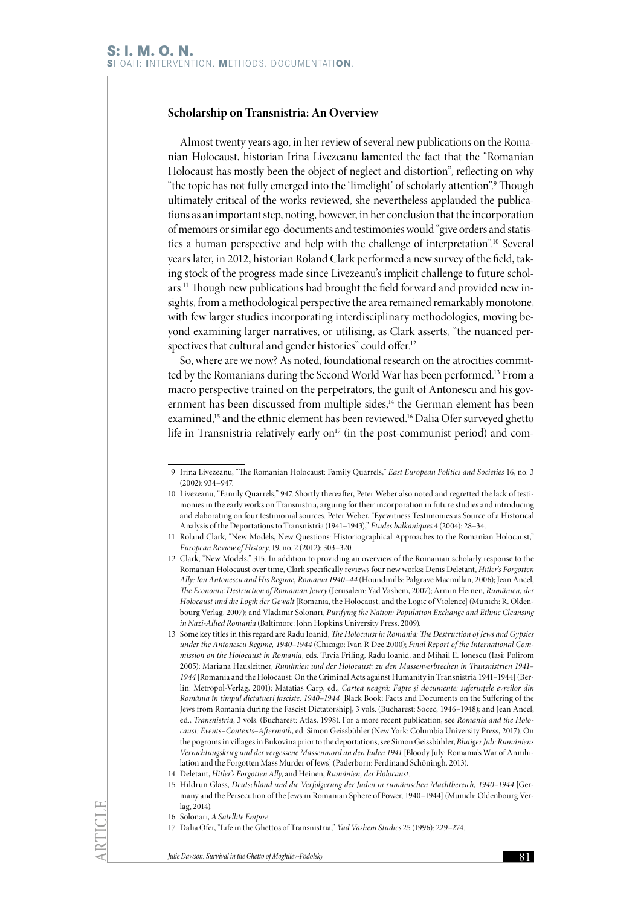## Scholarship on Transnistria: An Overview

Almost twenty years ago, in her review of several new publications on the Romanian Holocaust, historian Irina Livezeanu lamented the fact that the "Romanian Holocaust has mostly been the object of neglect and distortion", reflecting on why "the topic has not fully emerged into the 'limelight' of scholarly attention".[9] Though ultimately critical of the works reviewed, she nevertheless applauded the publications as an important step, noting, however, in her conclusion that the incorporation of memoirs or similar ego-documents and testimonies would "give orders and statistics a human perspective and help with the challenge of interpretation".[10] Several years later, in 2012, historian Roland Clark performed a new survey of the field, taking stock of the progress made since Livezeanu's implicit challenge to future scholars.[11] Though new publications had brought the field forward and provided new insights, from a methodological perspective the area remained remarkably monotone, with few larger studies incorporating interdisciplinary methodologies, moving beyond examining larger narratives, or utilising, as Clark asserts, "the nuanced perspectives that cultural and gender histories" could offer.[12]

So, where are we now? As noted, foundational research on the atrocities committed by the Romanians during the Second World War has been performed.[13] From a macro perspective trained on the perpetrators, the guilt of Antonescu and his government has been discussed from multiple sides,[14] the German element has been examined,[15] and the ethnic element has been reviewed.[16] Dalia Ofer surveyed ghetto life in Transnistria relatively early on[17] (in the post-communist period) and com-

---

9 Irina Livezeanu, "The Romanian Holocaust: Family Quarrels," *East European Politics and Societies* 16, no. 3 (2002): 934–947.

10 Livezeanu, "Family Quarrels," 947. Shortly thereafter, Peter Weber also noted and regretted the lack of testimonies in the early works on Transnistria, arguing for their incorporation in future studies and introducing and elaborating on four testimonial sources. Peter Weber, "Eyewitness Testimonies as Source of a Historical Analysis of the Deportations to Transnistria (1941–1943)," *Études balkaniques* 4 (2004): 28–34.

11 Roland Clark, "New Models, New Questions: Historiographical Approaches to the Romanian Holocaust," *European Review of History*, 19, no. 2 (2012): 303–320.

12 Clark, "New Models," 315. In addition to providing an overview of the Romanian scholarly response to the Romanian Holocaust over time, Clark specifically reviews four new works: Denis Deletant, *Hitler's Forgotten Ally: Ion Antonescu and His Regime, Romania 1940–44* (Houndmills: Palgrave Macmillan, 2006); Jean Ancel, *The Economic Destruction of Romanian Jewry* (Jerusalem: Yad Vashem, 2007); Armin Heinen, *Rumänien, der Holocaust und die Logik der Gewalt* [Romania, the Holocaust, and the Logic of Violence] (Munich: R. Oldenbourg Verlag, 2007); and Vladimir Solonari, *Purifying the Nation: Population Exchange and Ethnic Cleansing in Nazi-Allied Romania* (Baltimore: John Hopkins University Press, 2009).

13 Some key titles in this regard are Radu Ioanid, *The Holocaust in Romania: The Destruction of Jews and Gypsies under the Antonescu Regime, 1940–1944* (Chicago: Ivan R Dee 2000); *Final Report of the International Commission on the Holocaust in Romania*, eds. Tuvia Friling, Radu Ioanid, and Mihail E. Ionescu (Iasi: Polirom 2005); Mariana Hausleitner, *Rumänien und der Holocaust: zu den Massenverbrechen in Transnistrien 1941–1944* [Romania and the Holocaust: On the Criminal Acts against Humanity in Transnistria 1941–1944] (Berlin: Metropol-Verlag, 2001); Matatias Carp, ed., *Cartea neagră: Fapte și documente: suferințele evreilor din România în timpul dictatueri fasciste, 1940–1944* [Black Book: Facts and Documents on the Suffering of the Jews from Romania during the Fascist Dictatorship], 3 vols. (Bucharest: Socec, 1946–1948); and Jean Ancel, ed., *Transnistria*, 3 vols. (Bucharest: Atlas, 1998). For a more recent publication, see *Romania and the Holocaust: Events–Contexts–Aftermath*, ed. Simon Geissbühler (New York: Columbia University Press, 2017). On the pogroms in villages in Bukovina prior to the deportations, see Simon Geissbühler, *Blutiger Juli: Rumäniens Vernichtungskrieg und der vergessene Massenmord an den Juden 1941* [Bloody July: Romania's War of Annihilation and the Forgotten Mass Murder of Jews] (Paderborn: Ferdinand Schöningh, 2013).

14 Deletant, *Hitler's Forgotten Ally*, and Heinen, *Rumänien, der Holocaust*.

15 Hildrun Glass, *Deutschland und die Verfolgerung der Juden in rumänischen Machtbereich, 1940–1944* [Germany and the Persecution of the Jews in Romanian Sphere of Power, 1940–1944] (Munich: Oldenbourg Verlag, 2014).

16 Solonari, *A Satellite Empire*.

17 Dalia Ofer, "Life in the Ghettos of Transnistria," *Yad Vashem Studies* 25 (1996): 229–274.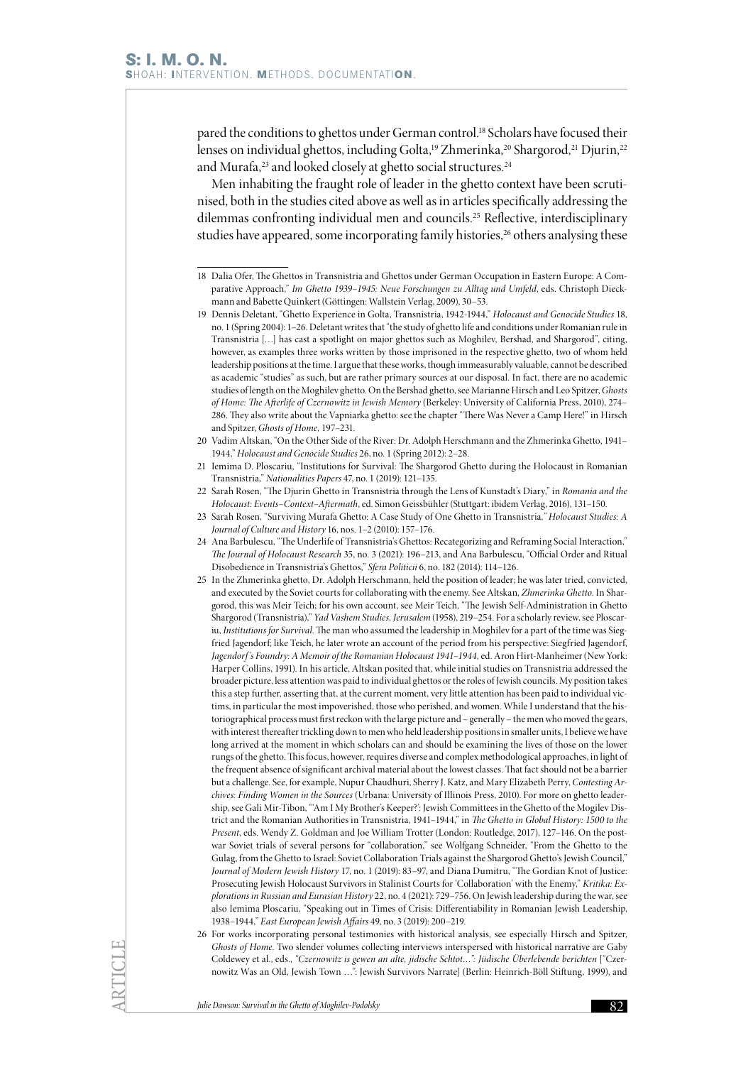pared the conditions to ghettos under German control.[18] Scholars have focused their lenses on individual ghettos, including Golta,[19] Zhmerinka,[20] Shargorod,[21] Djurin,[22] and Murafa,[23] and looked closely at ghetto social structures.[24]

Men inhabiting the fraught role of leader in the ghetto context have been scrutinised, both in the studies cited above as well as in articles specifically addressing the dilemmas confronting individual men and councils.[25] Reflective, interdisciplinary studies have appeared, some incorporating family histories,[26] others analysing these

---

18 Dalia Ofer, The Ghettos in Transnistria and Ghettos under German Occupation in Eastern Europe: A Comparative Approach," *Im Ghetto 1939–1945: Neue Forschungen zu Alltag und Umfeld*, eds. Christoph Dieckmann and Babette Quinkert (Göttingen: Wallstein Verlag, 2009), 30–53.

19 Dennis Deletant, "Ghetto Experience in Golta, Transnistria, 1942-1944," *Holocaust and Genocide Studies* 18, no. 1 (Spring 2004): 1–26. Deletant writes that "the study of ghetto life and conditions under Romanian rule in Transnistria [...] has cast a spotlight on major ghettos such as Moghilev, Bershad, and Shargorod", citing, however, as examples three works written by those imprisoned in the respective ghetto, two of whom held leadership positions at the time. I argue that these works, though immeasurably valuable, cannot be described as academic "studies" as such, but are rather primary sources at our disposal. In fact, there are no academic studies of length on the Moghilev ghetto. On the Bershad ghetto, see Marianne Hirsch and Leo Spitzer, *Ghosts of Home: The Afterlife of Czernowitz in Jewish Memory* (Berkeley: University of California Press, 2010), 274–286. They also write about the Vapniarka ghetto: see the chapter "There Was Never a Camp Here!" in Hirsch and Spitzer, *Ghosts of Home,* 197–231.

20 Vadim Altskan, "On the Other Side of the River: Dr. Adolph Herschmann and the Zhmerinka Ghetto, 1941–1944," *Holocaust and Genocide Studies* 26, no. 1 (Spring 2012): 2–28.

21 Iemima D. Ploscariu, "Institutions for Survival: The Shargorod Ghetto during the Holocaust in Romanian Transnistria," *Nationalities Papers* 47, no. 1 (2019): 121–135.

22 Sarah Rosen, "The Djurin Ghetto in Transnistria through the Lens of Kunstadt's Diary," in *Romania and the Holocaust: Events–Context–Aftermath*, ed. Simon Geissbühler (Stuttgart: ibidem Verlag, 2016), 131–150.

23 Sarah Rosen, "Surviving Murafa Ghetto: A Case Study of One Ghetto in Transnistria," *Holocaust Studies: A Journal of Culture and History* 16, nos. 1–2 (2010): 157–176.

24 Ana Barbulescu, "The Underlife of Transnistria's Ghettos: Recategorizing and Reframing Social Interaction," *The Journal of Holocaust Research* 35, no. 3 (2021): 196–213, and Ana Barbulescu, "Official Order and Ritual Disobedience in Transnistria's Ghettos," *Sfera Politicii* 6, no. 182 (2014): 114–126.

25 In the Zhmerinka ghetto, Dr. Adolph Herschmann, held the position of leader; he was later tried, convicted, and executed by the Soviet courts for collaborating with the enemy. See Altskan, *Zhmerinka Ghetto.* In Shargorod, this was Meir Teich; for his own account, see Meir Teich, "The Jewish Self-Administration in Ghetto Shargorod (Transnistria)," *Yad Vashem Studies, Jerusalem* (1958), 219–254. For a scholarly review, see Ploscariu, *Institutions for Survival.* The man who assumed the leadership in Moghilev for a part of the time was Siegfried Jagendorf; like Teich, he later wrote an account of the period from his perspective: Siegfried Jagendorf, *Jagendorf's Foundry: A Memoir of the Romanian Holocaust 1941–1944*, ed. Aron Hirt-Manheimer (New York: Harper Collins, 1991). In his article, Altskan posited that, while initial studies on Transnistria addressed the broader picture, less attention was paid to individual ghettos or the roles of Jewish councils. My position takes this a step further, asserting that, at the current moment, very little attention has been paid to individual victims, in particular the most impoverished, those who perished, and women. While I understand that the historiographical process must first reckon with the large picture and – generally – the men who moved the gears, with interest thereafter trickling down to men who held leadership positions in smaller units, I believe we have long arrived at the moment in which scholars can and should be examining the lives of those on the lower rungs of the ghetto. This focus, however, requires diverse and complex methodological approaches, in light of the frequent absence of significant archival material about the lowest classes. That fact should not be a barrier but a challenge. See, for example, Nupur Chaudhuri, Sherry J. Katz, and Mary Elizabeth Perry, *Contesting Archives: Finding Women in the Sources* (Urbana: University of Illinois Press, 2010). For more on ghetto leadership, see Gali Mir-Tibon, "'Am I My Brother's Keeper?': Jewish Committees in the Ghetto of the Mogilev District and the Romanian Authorities in Transnistria, 1941–1944," in *The Ghetto in Global History: 1500 to the Present*, eds. Wendy Z. Goldman and Joe William Trotter (London: Routledge, 2017), 127–146. On the postwar Soviet trials of several persons for "collaboration," see Wolfgang Schneider, "From the Ghetto to the Gulag, from the Ghetto to Israel: Soviet Collaboration Trials against the Shargorod Ghetto's Jewish Council," *Journal of Modern Jewish History* 17, no. 1 (2019): 83–97, and Diana Dumitru, "The Gordian Knot of Justice: Prosecuting Jewish Holocaust Survivors in Stalinist Courts for 'Collaboration' with the Enemy," *Kritika: Explorations in Russian and Eurasian History* 22, no. 4 (2021): 729–756. On Jewish leadership during the war, see also Iemima Ploscariu, "Speaking out in Times of Crisis: Differentiability in Romanian Jewish Leadership, 1938–1944," *East European Jewish Affairs* 49, no. 3 (2019): 200–219.

26 For works incorporating personal testimonies with historical analysis, see especially Hirsch and Spitzer, *Ghosts of Home.* Two slender volumes collecting interviews interspersed with historical narrative are Gaby Coldewey et al., eds., *"Czernowitz is gewen an alte, jidische Schtot...": Jüdische Überlebende berichten* ["Czernowitz Was an Old, Jewish Town ...": Jewish Survivors Narrate] (Berlin: Heinrich-Böll Stiftung, 1999), and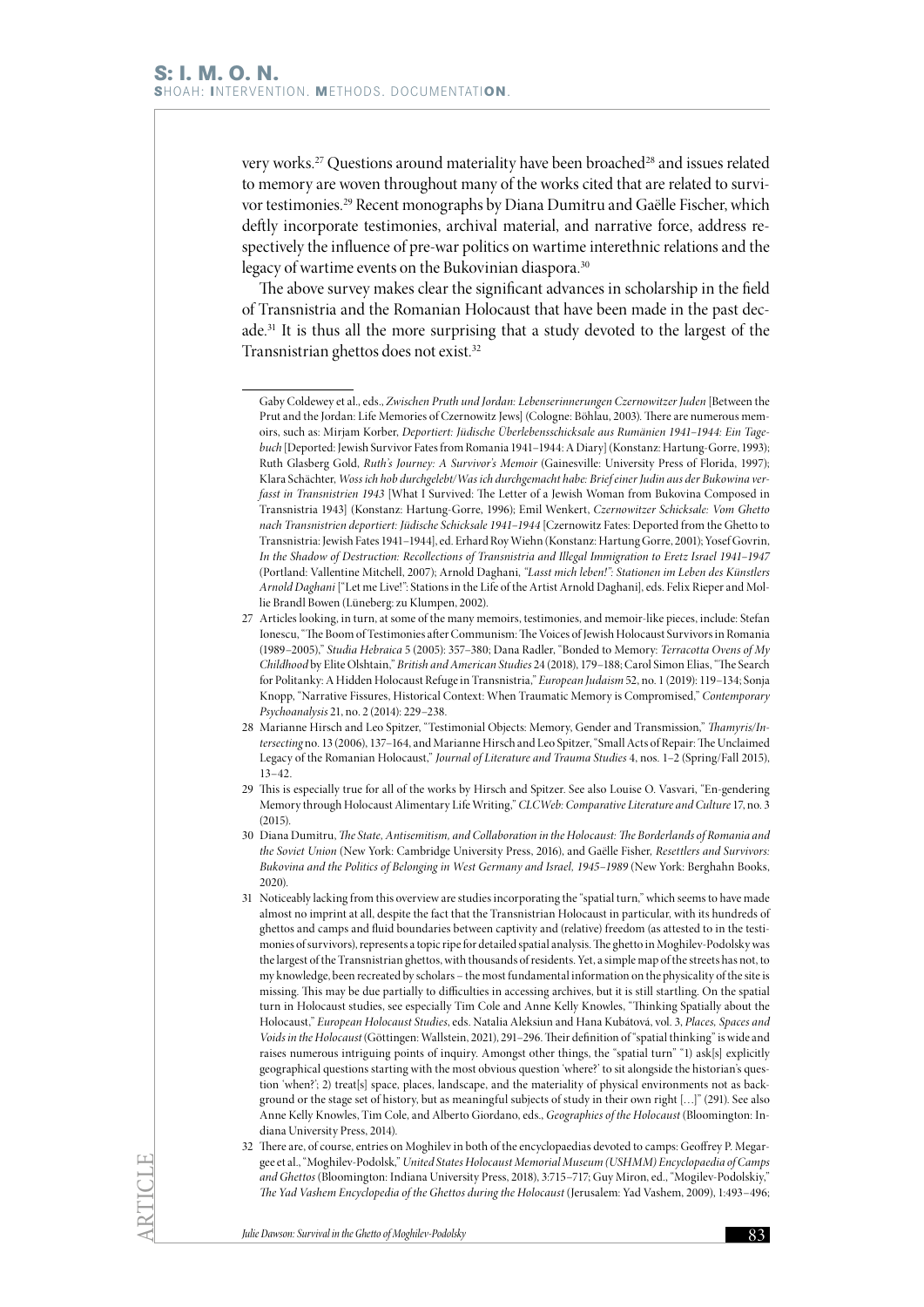very works.[27] Questions around materiality have been broached[28] and issues related to memory are woven throughout many of the works cited that are related to survivor testimonies.[29] Recent monographs by Diana Dumitru and Gaëlle Fischer, which deftly incorporate testimonies, archival material, and narrative force, address respectively the influence of pre-war politics on wartime interethnic relations and the legacy of wartime events on the Bukovinian diaspora.[30]

The above survey makes clear the significant advances in scholarship in the field of Transnistria and the Romanian Holocaust that have been made in the past decade.[31] It is thus all the more surprising that a study devoted to the largest of the Transnistrian ghettos does not exist.[32]

---

Gaby Coldewey et al., eds., *Zwischen Pruth und Jordan: Lebenserinnerungen Czernowitzer Juden* [Between the Prut and the Jordan: Life Memories of Czernowitz Jews] (Cologne: Böhlau, 2003). There are numerous memoirs, such as: Mirjam Korber, *Deportiert: Jüdische Überlebensschicksale aus Rumänien 1941–1944: Ein Tagebuch* [Deported: Jewish Survivor Fates from Romania 1941–1944: A Diary] (Konstanz: Hartung-Gorre, 1993); Ruth Glasberg Gold, *Ruth's Journey: A Survivor's Memoir* (Gainesville: University Press of Florida, 1997); Klara Schächter, *Woss ich hob durchgelebt/Was ich durchgemacht habe: Brief einer Jüdin aus der Bukowina verfasst in Transnistrien 1943* [What I Survived: The Letter of a Jewish Woman from Bukovina Composed in Transnistria 1943] (Konstanz: Hartung-Gorre, 1996); Emil Wenkert, *Czernowitzer Schicksale: Vom Ghetto nach Transnistrien deportiert: Jüdische Schicksale 1941–1944* [Czernowitz Fates: Deported from the Ghetto to Transnistria: Jewish Fates 1941–1944], ed. Erhard Roy Wiehn (Konstanz: Hartung Gorre, 2001); Yosef Govrin, *In the Shadow of Destruction: Recollections of Transnistria and Illegal Immigration to Eretz Israel 1941–1947* (Portland: Vallentine Mitchell, 2007); Arnold Daghani, *"Lasst mich leben!": Stationen im Leben des Künstlers Arnold Daghani* ["Let me Live!": Stations in the Life of the Artist Arnold Daghani], eds. Felix Rieper and Mollie Brandl Bowen (Lüneberg: zu Klumpen, 2002).

27 Articles looking, in turn, at some of the many memoirs, testimonies, and memoir-like pieces, include: Stefan Ionescu, "The Boom of Testimonies after Communism: The Voices of Jewish Holocaust Survivors in Romania (1989–2005)," *Studia Hebraica* 5 (2005): 357–380; Dana Radler, "Bonded to Memory: *Terracotta Ovens of My Childhood* by Elite Olshtain," *British and American Studies* 24 (2018), 179–188; Carol Simon Elias, "The Search for Politanky: A Hidden Holocaust Refuge in Transnistria," *European Judaism* 52, no. 1 (2019): 119–134; Sonja Knopp, "Narrative Fissures, Historical Context: When Traumatic Memory is Compromised," *Contemporary Psychoanalysis* 21, no. 2 (2014): 229–238.

28 Marianne Hirsch and Leo Spitzer, "Testimonial Objects: Memory, Gender and Transmission," *Thamyris/Intersecting* no. 13 (2006), 137–164, and Marianne Hirsch and Leo Spitzer, "Small Acts of Repair: The Unclaimed Legacy of the Romanian Holocaust," *Journal of Literature and Trauma Studies* 4, nos. 1–2 (Spring/Fall 2015), 13–42.

29 This is especially true for all of the works by Hirsch and Spitzer. See also Louise O. Vasvari, "En-gendering Memory through Holocaust Alimentary Life Writing," *CLCWeb: Comparative Literature and Culture* 17, no. 3 (2015).

30 Diana Dumitru, *The State, Antisemitism, and Collaboration in the Holocaust: The Borderlands of Romania and the Soviet Union* (New York: Cambridge University Press, 2016), and Gaëlle Fisher, *Resettlers and Survivors: Bukovina and the Politics of Belonging in West Germany and Israel, 1945–1989* (New York: Berghahn Books, 2020).

31 Noticeably lacking from this overview are studies incorporating the "spatial turn," which seems to have made almost no imprint at all, despite the fact that the Transnistrian Holocaust in particular, with its hundreds of ghettos and camps and fluid boundaries between captivity and (relative) freedom (as attested to in the testimonies of survivors), represents a topic ripe for detailed spatial analysis. The ghetto in Moghilev-Podolsky was the largest of the Transnistrian ghettos, with thousands of residents. Yet, a simple map of the streets has not, to my knowledge, been recreated by scholars – the most fundamental information on the physicality of the site is missing. This may be due partially to difficulties in accessing archives, but it is still startling. On the spatial turn in Holocaust studies, see especially Tim Cole and Anne Kelly Knowles, "Thinking Spatially about the Holocaust," *European Holocaust Studies*, eds. Natalia Aleksiun and Hana Kubátová, vol. 3, *Places, Spaces and Voids in the Holocaust* (Göttingen: Wallstein, 2021), 291–296. Their definition of "spatial thinking" is wide and raises numerous intriguing points of inquiry. Amongst other things, the "spatial turn" "1) ask[s] explicitly geographical questions starting with the most obvious question 'where?' to sit alongside the historian's question 'when?'; 2) treat[s] space, places, landscape, and the materiality of physical environments not as background or the stage set of history, but as meaningful subjects of study in their own right […]" (291). See also Anne Kelly Knowles, Tim Cole, and Alberto Giordano, eds., *Geographies of the Holocaust* (Bloomington: Indiana University Press, 2014).

32 There are, of course, entries on Moghilev in both of the encyclopaedias devoted to camps: Geoffrey P. Megargee et al., "Moghilev-Podolsk," *United States Holocaust Memorial Museum (USHMM) Encyclopaedia of Camps and Ghettos* (Bloomington: Indiana University Press, 2018), 3:715–717; Guy Miron, ed., "Mogilev-Podolskiy," *The Yad Vashem Encyclopedia of the Ghettos during the Holocaust* (Jerusalem: Yad Vashem, 2009), 1:493–496;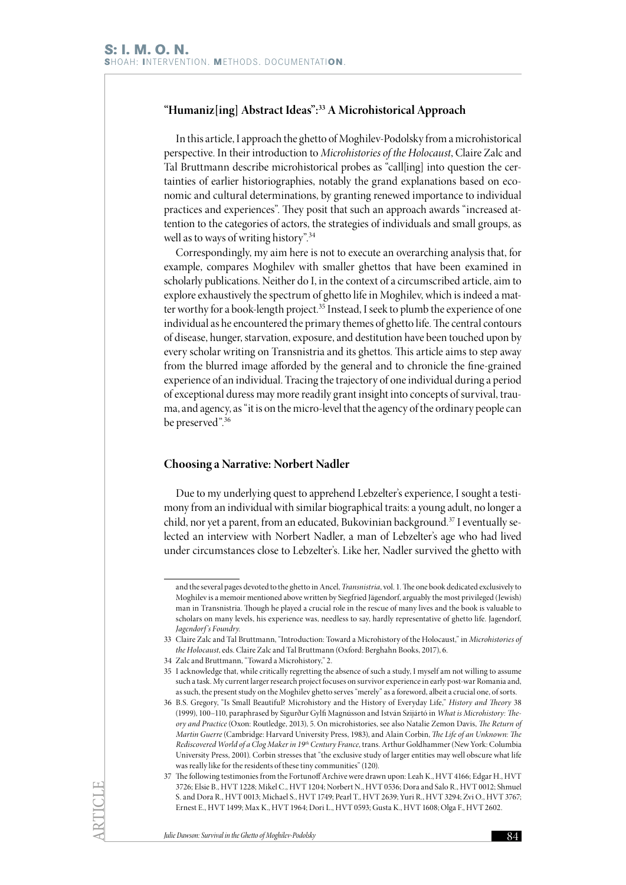## "Humaniz[ing] Abstract Ideas":[33] A Microhistorical Approach

In this article, I approach the ghetto of Moghilev-Podolsky from a microhistorical perspective. In their introduction to *Microhistories of the Holocaust*, Claire Zalc and Tal Bruttmann describe microhistorical probes as "call[ing] into question the certainties of earlier historiographies, notably the grand explanations based on economic and cultural determinations, by granting renewed importance to individual practices and experiences". They posit that such an approach awards "increased attention to the categories of actors, the strategies of individuals and small groups, as well as to ways of writing history".[34]

Correspondingly, my aim here is not to execute an overarching analysis that, for example, compares Moghilev with smaller ghettos that have been examined in scholarly publications. Neither do I, in the context of a circumscribed article, aim to explore exhaustively the spectrum of ghetto life in Moghilev, which is indeed a matter worthy for a book-length project.[35] Instead, I seek to plumb the experience of one individual as he encountered the primary themes of ghetto life. The central contours of disease, hunger, starvation, exposure, and destitution have been touched upon by every scholar writing on Transnistria and its ghettos. This article aims to step away from the blurred image afforded by the general and to chronicle the fine-grained experience of an individual. Tracing the trajectory of one individual during a period of exceptional duress may more readily grant insight into concepts of survival, trauma, and agency, as "it is on the micro-level that the agency of the ordinary people can be preserved".[36]

## Choosing a Narrative: Norbert Nadler

Due to my underlying quest to apprehend Lebzelter's experience, I sought a testimony from an individual with similar biographical traits: a young adult, no longer a child, nor yet a parent, from an educated, Bukovinian background.[37] I eventually selected an interview with Norbert Nadler, a man of Lebzelter's age who had lived under circumstances close to Lebzelter's. Like her, Nadler survived the ghetto with

---

and the several pages devoted to the ghetto in Ancel, *Transnistria*, vol. 1. The one book dedicated exclusively to Moghilev is a memoir mentioned above written by Siegfried Jägendorf, arguably the most privileged (Jewish) man in Transnistria. Though he played a crucial role in the rescue of many lives and the book is valuable to scholars on many levels, his experience was, needless to say, hardly representative of ghetto life. Jagendorf, *Jagendorf's Foundry*.

33 Claire Zalc and Tal Bruttmann, "Introduction: Toward a Microhistory of the Holocaust," in *Microhistories of the Holocaust*, eds. Claire Zalc and Tal Bruttmann (Oxford: Berghahn Books, 2017), 6.

34 Zalc and Bruttmann, "Toward a Microhistory," 2.

35 I acknowledge that, while critically regretting the absence of such a study, I myself am not willing to assume such a task. My current larger research project focuses on survivor experience in early post-war Romania and, as such, the present study on the Moghilev ghetto serves "merely" as a foreword, albeit a crucial one, of sorts.

36 B.S. Gregory, "Is Small Beautiful? Microhistory and the History of Everyday Life," *History and Theory* 38 (1999), 100–110, paraphrased by Sigurður Gylfi Magnússon and István Szijártó in *What is Microhistory: Theory and Practice* (Oxon: Routledge, 2013), 5. On microhistories, see also Natalie Zemon Davis, *The Return of Martin Guerre* (Cambridge: Harvard University Press, 1983), and Alain Corbin, *The Life of an Unknown: The Rediscovered World of a Clog Maker in 19th Century France*, trans. Arthur Goldhammer (New York: Columbia University Press, 2001). Corbin stresses that "the exclusive study of larger entities may well obscure what life was really like for the residents of these tiny communities" (120).

37 The following testimonies from the Fortunoff Archive were drawn upon: Leah K., HVT 4166; Edgar H., HVT 3726; Elsie B., HVT 1228; Mikel C., HVT 1204; Norbert N., HVT 0536; Dora and Salo R., HVT 0012; Shmuel S. and Dora R., HVT 0013; Michael S., HVT 1749; Pearl T., HVT 2639; Yuri R., HVT 3294; Zvi O., HVT 3767; Ernest E., HVT 1499; Max K., HVT 1964; Dori L., HVT 0593; Gusta K., HVT 1608; Olga F., HVT 2602.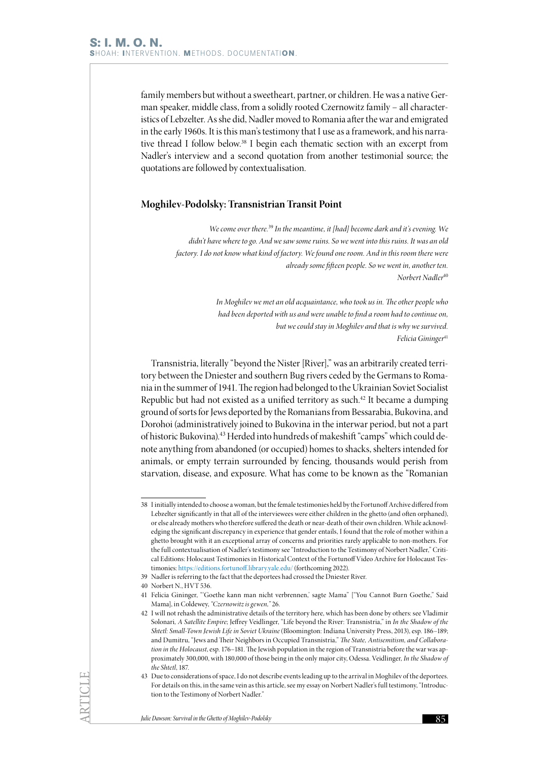family members but without a sweetheart, partner, or children. He was a native German speaker, middle class, from a solidly rooted Czernowitz family – all characteristics of Lebzelter. As she did, Nadler moved to Romania after the war and emigrated in the early 1960s. It is this man's testimony that I use as a framework, and his narrative thread I follow below.[38] I begin each thematic section with an excerpt from Nadler's interview and a second quotation from another testimonial source; the quotations are followed by contextualisation.

## Moghilev-Podolsky: Transnistrian Transit Point

> *We come over there.[39] In the meantime, it [had] become dark and it's evening. We didn't have where to go. And we saw some ruins. So we went into this ruins. It was an old factory. I do not know what kind of factory. We found one room. And in this room there were already some fifteen people. So we went in, another ten.*
> *Norbert Nadler*[40]

> *In Moghilev we met an old acquaintance, who took us in. The other people who had been deported with us and were unable to find a room had to continue on, but we could stay in Moghilev and that is why we survived.*
> *Felicia Gininger*[41]

Transnistria, literally "beyond the Nister [River]," was an arbitrarily created territory between the Dniester and southern Bug rivers ceded by the Germans to Romania in the summer of 1941. The region had belonged to the Ukrainian Soviet Socialist Republic but had not existed as a unified territory as such.[42] It became a dumping ground of sorts for Jews deported by the Romanians from Bessarabia, Bukovina, and Dorohoi (administratively joined to Bukovina in the interwar period, but not a part of historic Bukovina).[43] Herded into hundreds of makeshift "camps" which could denote anything from abandoned (or occupied) homes to shacks, shelters intended for animals, or empty terrain surrounded by fencing, thousands would perish from starvation, disease, and exposure. What has come to be known as the "Romanian

---

38 I initially intended to choose a woman, but the female testimonies held by the Fortunoff Archive differed from Lebzelter significantly in that all of the interviewees were either children in the ghetto (and often orphaned), or else already mothers who therefore suffered the death or near-death of their own children. While acknowledging the significant discrepancy in experience that gender entails, I found that the role of mother within a ghetto brought with it an exceptional array of concerns and priorities rarely applicable to non-mothers. For the full contextualisation of Nadler's testimony see "Introduction to the Testimony of Norbert Nadler," Critical Editions: Holocaust Testimonies in Historical Context of the Fortunoff Video Archive for Holocaust Testimonies: https://editions.fortunoff.library.yale.edu/ (forthcoming 2022).

39 Nadler is referring to the fact that the deportees had crossed the Dniester River.

40 Norbert N., HVT 536.

41 Felicia Gininger, "'Goethe kann man nicht verbrennen,' sagte Mama" ["You Cannot Burn Goethe," Said Mama], in Coldewey, *"Czernowitz is gewen,"* 26.

42 I will not rehash the administrative details of the territory here, which has been done by others: see Vladimir Solonari, *A Satellite Empire*; Jeffrey Veidlinger, "Life beyond the River: Transnistria," in *In the Shadow of the Shtetl: Small-Town Jewish Life in Soviet Ukraine* (Bloomington: Indiana University Press, 2013), esp. 186–189; and Dumitru, "Jews and Their Neighbors in Occupied Transnistria," *The State, Antisemitism, and Collaboration in the Holocaust*, esp. 176–181. The Jewish population in the region of Transnistria before the war was approximately 300,000, with 180,000 of those being in the only major city, Odessa. Veidlinger, *In the Shadow of the Shtetl*, 187.

43 Due to considerations of space, I do not describe events leading up to the arrival in Moghilev of the deportees. For details on this, in the same vein as this article, see my essay on Norbert Nadler's full testimony, "Introduction to the Testimony of Norbert Nadler."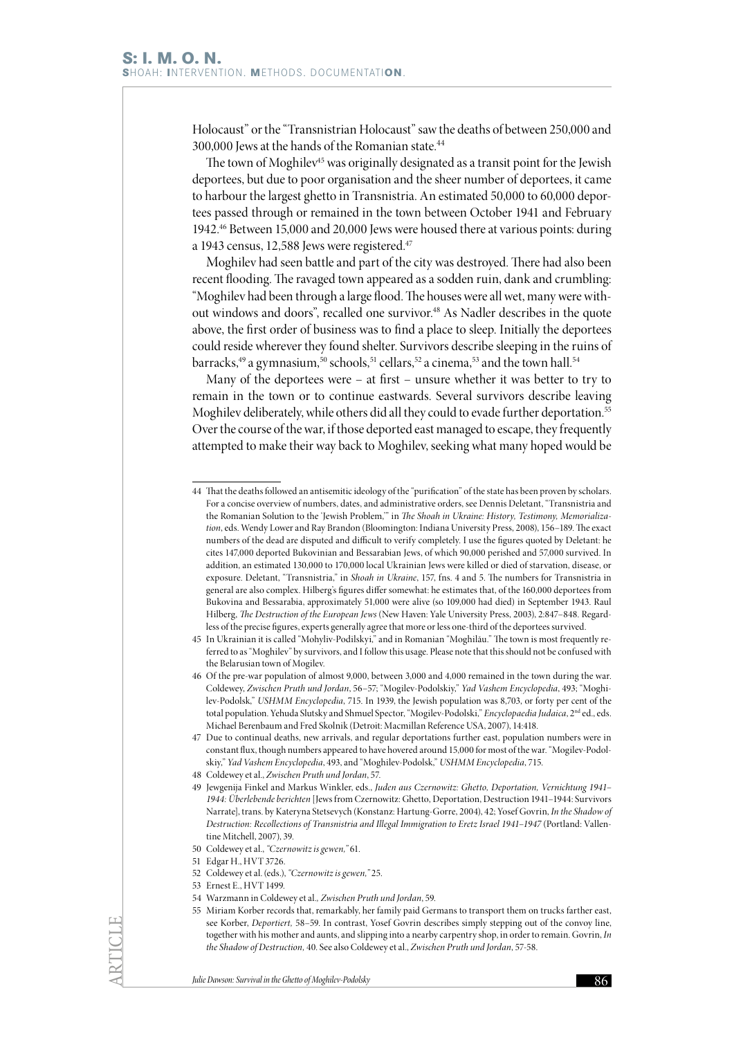Holocaust" or the "Transnistrian Holocaust" saw the deaths of between 250,000 and 300,000 Jews at the hands of the Romanian state.[44]

The town of Moghilev[45] was originally designated as a transit point for the Jewish deportees, but due to poor organisation and the sheer number of deportees, it came to harbour the largest ghetto in Transnistria. An estimated 50,000 to 60,000 deportees passed through or remained in the town between October 1941 and February 1942.[46] Between 15,000 and 20,000 Jews were housed there at various points: during a 1943 census, 12,588 Jews were registered.[47]

Moghilev had seen battle and part of the city was destroyed. There had also been recent flooding. The ravaged town appeared as a sodden ruin, dank and crumbling: "Moghilev had been through a large flood. The houses were all wet, many were without windows and doors", recalled one survivor.[48] As Nadler describes in the quote above, the first order of business was to find a place to sleep. Initially the deportees could reside wherever they found shelter. Survivors describe sleeping in the ruins of barracks,[49] a gymnasium,[50] schools,[51] cellars,[52] a cinema,[53] and the town hall.[54]

Many of the deportees were – at first – unsure whether it was better to try to remain in the town or to continue eastwards. Several survivors describe leaving Moghilev deliberately, while others did all they could to evade further deportation.[55] Over the course of the war, if those deported east managed to escape, they frequently attempted to make their way back to Moghilev, seeking what many hoped would be

---

44 That the deaths followed an antisemitic ideology of the "purification" of the state has been proven by scholars. For a concise overview of numbers, dates, and administrative orders, see Dennis Deletant, "Transnistria and the Romanian Solution to the 'Jewish Problem,'" in *The Shoah in Ukraine: History, Testimony, Memorialization*, eds. Wendy Lower and Ray Brandon (Bloomington: Indiana University Press, 2008), 156–189. The exact numbers of the dead are disputed and difficult to verify completely. I use the figures quoted by Deletant: he cites 147,000 deported Bukovinian and Bessarabian Jews, of which 90,000 perished and 57,000 survived. In addition, an estimated 130,000 to 170,000 local Ukrainian Jews were killed or died of starvation, disease, or exposure. Deletant, "Transnistria," in *Shoah in Ukraine*, 157, fns. 4 and 5. The numbers for Transnistria in general are also complex. Hilberg's figures differ somewhat: he estimates that, of the 160,000 deportees from Bukovina and Bessarabia, approximately 51,000 were alive (so 109,000 had died) in September 1943. Raul Hilberg, *The Destruction of the European Jews* (New Haven: Yale University Press, 2003), 2:847–848. Regardless of the precise figures, experts generally agree that more or less one-third of the deportees survived.

45 In Ukrainian it is called "Mohyliv-Podilskyi," and in Romanian "Moghilău." The town is most frequently referred to as "Moghilev" by survivors, and I follow this usage. Please note that this should not be confused with the Belarusian town of Mogilev.

46 Of the pre-war population of almost 9,000, between 3,000 and 4,000 remained in the town during the war. Coldewey, *Zwischen Pruth und Jordan*, 56–57; "Mogilev-Podolskiy," *Yad Vashem Encyclopedia*, 493; "Moghilev-Podolsk," *USHMM Encyclopedia*, 715. In 1939, the Jewish population was 8,703, or forty per cent of the total population. Yehuda Slutsky and Shmuel Spector, "Mogilev-Podolski," *Encyclopaedia Judaica*, 2nd ed., eds. Michael Berenbaum and Fred Skolnik (Detroit: Macmillan Reference USA, 2007), 14:418.

47 Due to continual deaths, new arrivals, and regular deportations further east, population numbers were in constant flux, though numbers appeared to have hovered around 15,000 for most of the war. "Mogilev-Podolskiy," *Yad Vashem Encyclopedia*, 493, and "Moghilev-Podolsk," *USHMM Encyclopedia*, 715.

48 Coldewey et al., *Zwischen Pruth und Jordan*, 57.

49 Jewgenija Finkel and Markus Winkler, eds., *Juden aus Czernowitz: Ghetto, Deportation, Vernichtung 1941–1944: Überlebende berichten* [Jews from Czernowitz: Ghetto, Deportation, Destruction 1941–1944: Survivors Narrate], trans. by Kateryna Stetsevych (Konstanz: Hartung-Gorre, 2004), 42; Yosef Govrin, *In the Shadow of Destruction: Recollections of Transnistria and Illegal Immigration to Eretz Israel 1941–1947* (Portland: Vallentine Mitchell, 2007), 39.

50 Coldewey et al., *"Czernowitz is gewen,"* 61.

51 Edgar H., HVT 3726.

52 Coldewey et al. (eds.), *"Czernowitz is gewen,"* 25.

53 Ernest E., HVT 1499.

54 Warzmann in Coldewey et al., *Zwischen Pruth und Jordan*, 59.

55 Miriam Korber records that, remarkably, her family paid Germans to transport them on trucks farther east, see Korber, *Deportiert*, 58–59. In contrast, Yosef Govrin describes simply stepping out of the convoy line, together with his mother and aunts, and slipping into a nearby carpentry shop, in order to remain. Govrin, *In the Shadow of Destruction*, 40. See also Coldewey et al., *Zwischen Pruth und Jordan*, 57-58.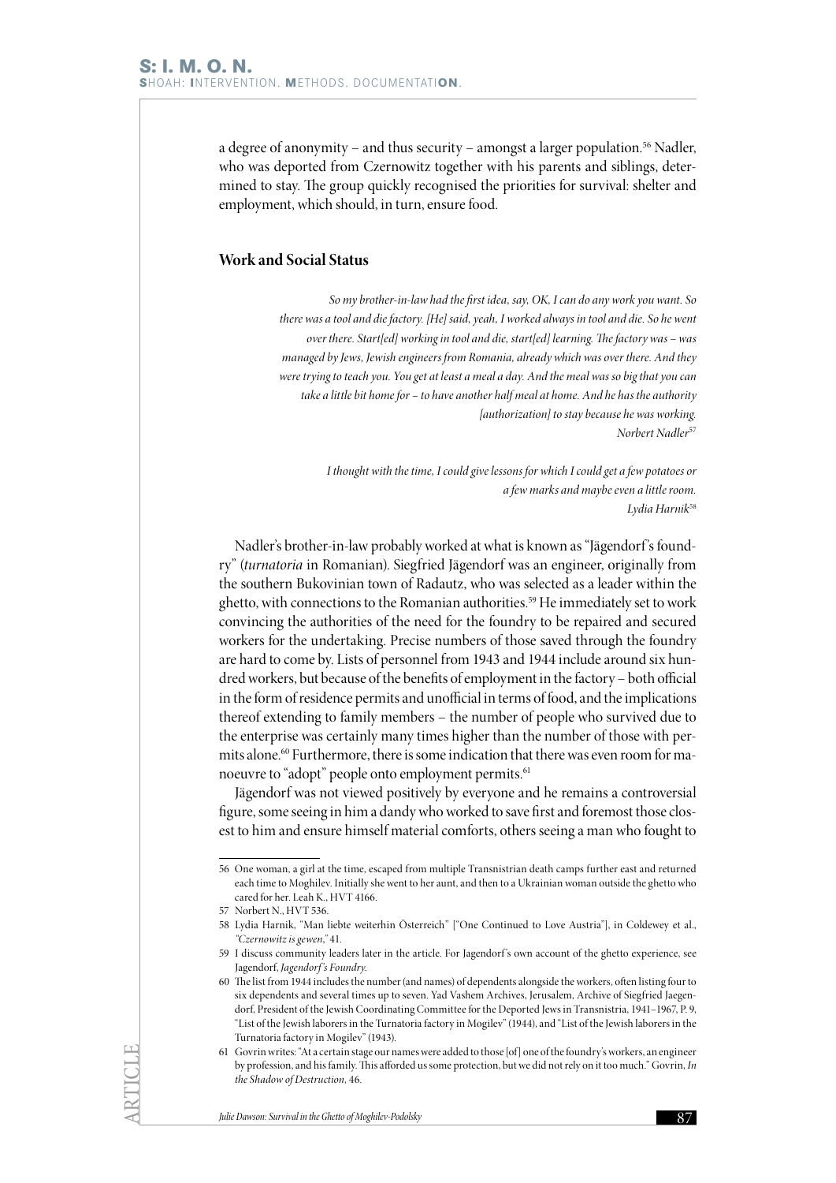a degree of anonymity – and thus security – amongst a larger population.[56] Nadler, who was deported from Czernowitz together with his parents and siblings, determined to stay. The group quickly recognised the priorities for survival: shelter and employment, which should, in turn, ensure food.

## Work and Social Status

> *So my brother-in-law had the first idea, say, OK, I can do any work you want. So there was a tool and die factory. [He] said, yeah, I worked always in tool and die. So he went over there. Start[ed] working in tool and die, start[ed] learning. The factory was – was managed by Jews, Jewish engineers from Romania, already which was over there. And they were trying to teach you. You get at least a meal a day. And the meal was so big that you can take a little bit home for – to have another half meal at home. And he has the authority [authorization] to stay because he was working.*
>
> *Norbert Nadler*[57]

> *I thought with the time, I could give lessons for which I could get a few potatoes or a few marks and maybe even a little room.*
>
> *Lydia Harnik*[58]

Nadler's brother-in-law probably worked at what is known as "Jägendorf's foundry" (*turnatoria* in Romanian). Siegfried Jägendorf was an engineer, originally from the southern Bukovinian town of Radautz, who was selected as a leader within the ghetto, with connections to the Romanian authorities.[59] He immediately set to work convincing the authorities of the need for the foundry to be repaired and secured workers for the undertaking. Precise numbers of those saved through the foundry are hard to come by. Lists of personnel from 1943 and 1944 include around six hundred workers, but because of the benefits of employment in the factory – both official in the form of residence permits and unofficial in terms of food, and the implications thereof extending to family members – the number of people who survived due to the enterprise was certainly many times higher than the number of those with permits alone.[60] Furthermore, there is some indication that there was even room for manoeuvre to "adopt" people onto employment permits.[61]

Jägendorf was not viewed positively by everyone and he remains a controversial figure, some seeing in him a dandy who worked to save first and foremost those closest to him and ensure himself material comforts, others seeing a man who fought to

---

56 One woman, a girl at the time, escaped from multiple Transnistrian death camps further east and returned each time to Moghilev. Initially she went to her aunt, and then to a Ukrainian woman outside the ghetto who cared for her. Leah K., HVT 4166.

57 Norbert N., HVT 536.

58 Lydia Harnik, "Man liebte weiterhin Österreich" ["One Continued to Love Austria"], in Coldewey et al., *"Czernowitz is gewen,"* 41.

59 I discuss community leaders later in the article. For Jagendorf's own account of the ghetto experience, see Jagendorf, *Jagendorf's Foundry.*

60 The list from 1944 includes the number (and names) of dependents alongside the workers, often listing four to six dependents and several times up to seven. Yad Vashem Archives, Jerusalem, Archive of Siegfried Jaegendorf, President of the Jewish Coordinating Committee for the Deported Jews in Transnistria, 1941–1967, P. 9, "List of the Jewish laborers in the Turnatoria factory in Mogilev" (1944), and "List of the Jewish laborers in the Turnatoria factory in Mogilev" (1943).

61 Govrin writes: "At a certain stage our names were added to those [of] one of the foundry's workers, an engineer by profession, and his family. This afforded us some protection, but we did not rely on it too much." Govrin, *In the Shadow of Destruction,* 46.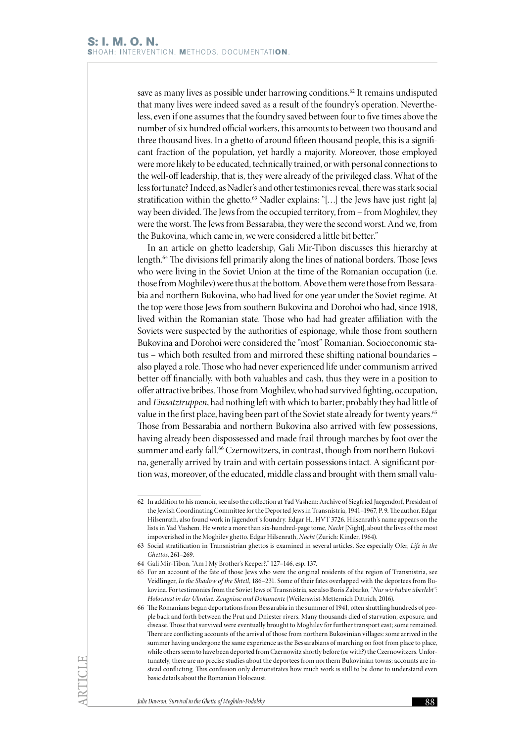save as many lives as possible under harrowing conditions.[62] It remains undisputed that many lives were indeed saved as a result of the foundry's operation. Nevertheless, even if one assumes that the foundry saved between four to five times above the number of six hundred official workers, this amounts to between two thousand and three thousand lives. In a ghetto of around fifteen thousand people, this is a significant fraction of the population, yet hardly a majority. Moreover, those employed were more likely to be educated, technically trained, or with personal connections to the well-off leadership, that is, they were already of the privileged class. What of the less fortunate? Indeed, as Nadler's and other testimonies reveal, there was stark social stratification within the ghetto.[63] Nadler explains: "[…] the Jews have just right [a] way been divided. The Jews from the occupied territory, from – from Moghilev, they were the worst. The Jews from Bessarabia, they were the second worst. And we, from the Bukovina, which came in, we were considered a little bit better."

In an article on ghetto leadership, Gali Mir-Tibon discusses this hierarchy at length.[64] The divisions fell primarily along the lines of national borders. Those Jews who were living in the Soviet Union at the time of the Romanian occupation (i.e. those from Moghilev) were thus at the bottom. Above them were those from Bessarabia and northern Bukovina, who had lived for one year under the Soviet regime. At the top were those Jews from southern Bukovina and Dorohoi who had, since 1918, lived within the Romanian state. Those who had had greater affiliation with the Soviets were suspected by the authorities of espionage, while those from southern Bukovina and Dorohoi were considered the "most" Romanian. Socioeconomic status – which both resulted from and mirrored these shifting national boundaries – also played a role. Those who had never experienced life under communism arrived better off financially, with both valuables and cash, thus they were in a position to offer attractive bribes. Those from Moghilev, who had survived fighting, occupation, and *Einsatztruppen*, had nothing left with which to barter; probably they had little of value in the first place, having been part of the Soviet state already for twenty years.[65] Those from Bessarabia and northern Bukovina also arrived with few possessions, having already been dispossessed and made frail through marches by foot over the summer and early fall.[66] Czernowitzers, in contrast, though from northern Bukovina, generally arrived by train and with certain possessions intact. A significant portion was, moreover, of the educated, middle class and brought with them small valu-

---

62 In addition to his memoir, see also the collection at Yad Vashem: Archive of Siegfried Jaegendorf, President of the Jewish Coordinating Committee for the Deported Jews in Transnistria, 1941–1967, P. 9. The author, Edgar Hilsenrath, also found work in Jägendorf's foundry. Edgar H., HVT 3726. Hilsenrath's name appears on the lists in Yad Vashem. He wrote a more than six-hundred-page tome, *Nacht* [Night], about the lives of the most impoverished in the Moghilev ghetto. Edgar Hilsenrath, *Nacht* (Zurich: Kinder, 1964).

63 Social stratification in Transnistrian ghettos is examined in several articles. See especially Ofer, *Life in the Ghettos*, 261–269.

64 Gali Mir-Tibon, "Am I My Brother's Keeper?," 127–146, esp. 137.

65 For an account of the fate of those Jews who were the original residents of the region of Transnistria, see Veidlinger, *In the Shadow of the Shtetl*, 186–231. Some of their fates overlapped with the deportees from Bukovina. For testimonies from the Soviet Jews of Transnistria, see also Boris Zabarko, *"Nur wir haben überlebt": Holocaust in der Ukraine: Zeugnisse und Dokumente* (Weilerswist-Metternich Dittrich, 2016).

66 The Romanians began deportations from Bessarabia in the summer of 1941, often shuttling hundreds of people back and forth between the Prut and Dniester rivers. Many thousands died of starvation, exposure, and disease. Those that survived were eventually brought to Moghilev for further transport east; some remained. There are conflicting accounts of the arrival of those from northern Bukovinian villages: some arrived in the summer having undergone the same experience as the Bessarabians of marching on foot from place to place, while others seem to have been deported from Czernowitz shortly before (or with?) the Czernowitzers. Unfortunately, there are no precise studies about the deportees from northern Bukovinian towns; accounts are instead conflicting. This confusion only demonstrates how much work is still to be done to understand even basic details about the Romanian Holocaust.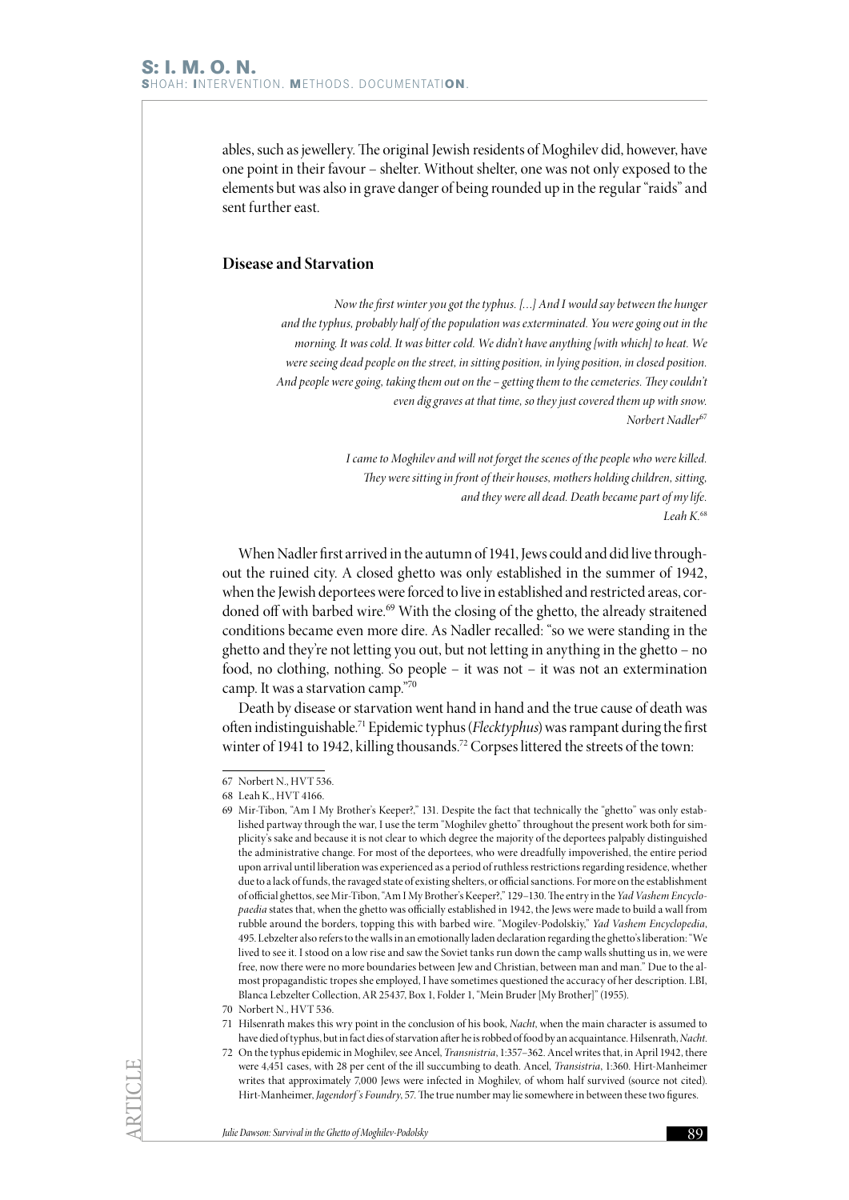ables, such as jewellery. The original Jewish residents of Moghilev did, however, have one point in their favour – shelter. Without shelter, one was not only exposed to the elements but was also in grave danger of being rounded up in the regular "raids" and sent further east.

## Disease and Starvation

*Now the first winter you got the typhus. [...] And I would say between the hunger and the typhus, probably half of the population was exterminated. You were going out in the morning. It was cold. It was bitter cold. We didn't have anything [with which] to heat. We were seeing dead people on the street, in sitting position, in lying position, in closed position. And people were going, taking them out on the – getting them to the cemeteries. They couldn't even dig graves at that time, so they just covered them up with snow.*
*Norbert Nadler*[67]

*I came to Moghilev and will not forget the scenes of the people who were killed. They were sitting in front of their houses, mothers holding children, sitting, and they were all dead. Death became part of my life.*
*Leah K.*[68]

When Nadler first arrived in the autumn of 1941, Jews could and did live throughout the ruined city. A closed ghetto was only established in the summer of 1942, when the Jewish deportees were forced to live in established and restricted areas, cordoned off with barbed wire.[69] With the closing of the ghetto, the already straitened conditions became even more dire. As Nadler recalled: "so we were standing in the ghetto and they're not letting you out, but not letting in anything in the ghetto – no food, no clothing, nothing. So people – it was not – it was not an extermination camp. It was a starvation camp."[70]

Death by disease or starvation went hand in hand and the true cause of death was often indistinguishable.[71] Epidemic typhus (*Flecktyphus*) was rampant during the first winter of 1941 to 1942, killing thousands.[72] Corpses littered the streets of the town:

---

67 Norbert N., HVT 536.

68 Leah K., HVT 4166.

69 Mir-Tibon, "Am I My Brother's Keeper?," 131. Despite the fact that technically the "ghetto" was only established partway through the war, I use the term "Moghilev ghetto" throughout the present work both for simplicity's sake and because it is not clear to which degree the majority of the deportees palpably distinguished the administrative change. For most of the deportees, who were dreadfully impoverished, the entire period upon arrival until liberation was experienced as a period of ruthless restrictions regarding residence, whether due to a lack of funds, the ravaged state of existing shelters, or official sanctions. For more on the establishment of official ghettos, see Mir-Tibon, "Am I My Brother's Keeper?," 129–130. The entry in the *Yad Vashem Encyclopaedia* states that, when the ghetto was officially established in 1942, the Jews were made to build a wall from rubble around the borders, topping this with barbed wire. "Mogilev-Podolskiy," *Yad Vashem Encyclopedia*, 495. Lebzelter also refers to the walls in an emotionally laden declaration regarding the ghetto's liberation: "We lived to see it. I stood on a low rise and saw the Soviet tanks run down the camp walls shutting us in, we were free, now there were no more boundaries between Jew and Christian, between man and man." Due to the almost propagandistic tropes she employed, I have sometimes questioned the accuracy of her description. LBI, Blanca Lebzelter Collection, AR 25437, Box 1, Folder 1, "Mein Bruder [My Brother]" (1955).

70 Norbert N., HVT 536.

71 Hilsenrath makes this wry point in the conclusion of his book, *Nacht*, when the main character is assumed to have died of typhus, but in fact dies of starvation after he is robbed of food by an acquaintance. Hilsenrath, *Nacht*.

72 On the typhus epidemic in Moghilev, see Ancel, *Transnistria*, 1:357–362. Ancel writes that, in April 1942, there were 4,451 cases, with 28 per cent of the ill succumbing to death. Ancel, *Transistria*, 1:360. Hirt-Manheimer writes that approximately 7,000 Jews were infected in Moghilev, of whom half survived (source not cited). Hirt-Manheimer, *Jagendorf's Foundry*, 57. The true number may lie somewhere in between these two figures.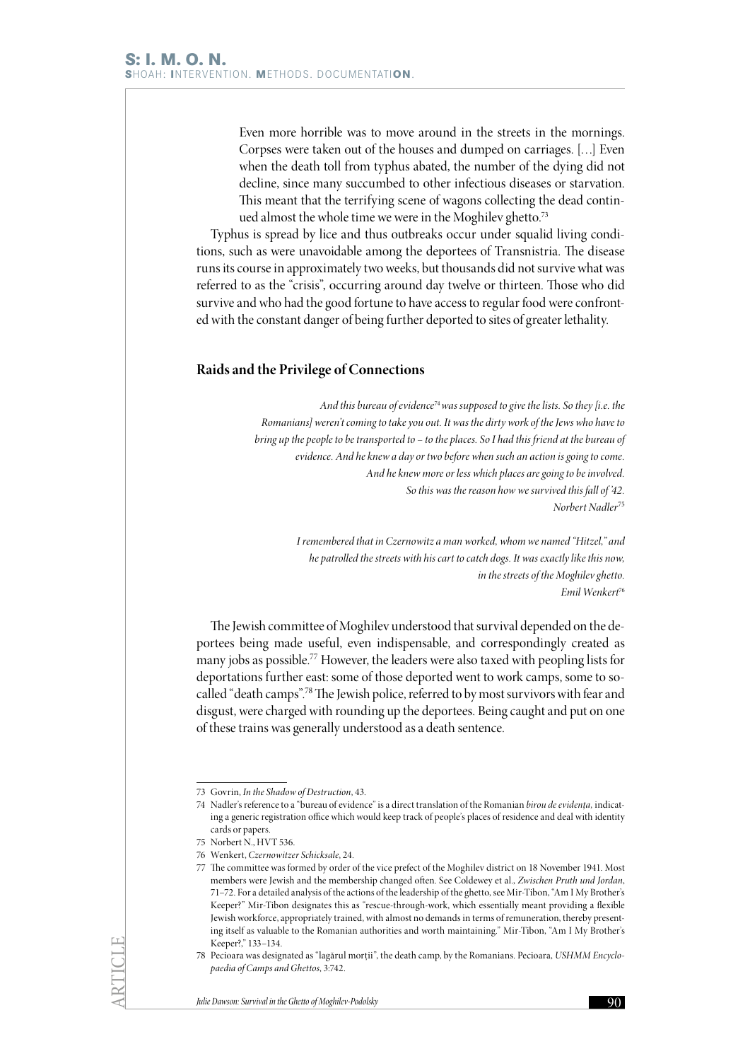> Even more horrible was to move around in the streets in the mornings. Corpses were taken out of the houses and dumped on carriages. […] Even when the death toll from typhus abated, the number of the dying did not decline, since many succumbed to other infectious diseases or starvation. This meant that the terrifying scene of wagons collecting the dead continued almost the whole time we were in the Moghilev ghetto.[73]

Typhus is spread by lice and thus outbreaks occur under squalid living conditions, such as were unavoidable among the deportees of Transnistria. The disease runs its course in approximately two weeks, but thousands did not survive what was referred to as the "crisis", occurring around day twelve or thirteen. Those who did survive and who had the good fortune to have access to regular food were confronted with the constant danger of being further deported to sites of greater lethality.

## Raids and the Privilege of Connections

> *And this bureau of evidence[74] was supposed to give the lists. So they [i.e. the Romanians] weren't coming to take you out. It was the dirty work of the Jews who have to bring up the people to be transported to – to the places. So I had this friend at the bureau of evidence. And he knew a day or two before when such an action is going to come. And he knew more or less which places are going to be involved. So this was the reason how we survived this fall of '42.*
> *Norbert Nadler[75]*

> *I remembered that in Czernowitz a man worked, whom we named "Hitzel," and he patrolled the streets with his cart to catch dogs. It was exactly like this now, in the streets of the Moghilev ghetto.*
> *Emil Wenkert[76]*

The Jewish committee of Moghilev understood that survival depended on the deportees being made useful, even indispensable, and correspondingly created as many jobs as possible.[77] However, the leaders were also taxed with peopling lists for deportations further east: some of those deported went to work camps, some to so-called "death camps".[78] The Jewish police, referred to by most survivors with fear and disgust, were charged with rounding up the deportees. Being caught and put on one of these trains was generally understood as a death sentence.

---

73 Govrin, *In the Shadow of Destruction*, 43.

74 Nadler's reference to a "bureau of evidence" is a direct translation of the Romanian *birou de evidența*, indicating a generic registration office which would keep track of people's places of residence and deal with identity cards or papers.

75 Norbert N., HVT 536.

76 Wenkert, *Czernowitzer Schicksale*, 24.

77 The committee was formed by order of the vice prefect of the Moghilev district on 18 November 1941. Most members were Jewish and the membership changed often. See Coldewey et al., *Zwischen Pruth und Jordan*, 71–72. For a detailed analysis of the actions of the leadership of the ghetto, see Mir-Tibon, "Am I My Brother's Keeper?" Mir-Tibon designates this as "rescue-through-work, which essentially meant providing a flexible Jewish workforce, appropriately trained, with almost no demands in terms of remuneration, thereby presenting itself as valuable to the Romanian authorities and worth maintaining." Mir-Tibon, "Am I My Brother's Keeper?," 133–134.

78 Pecioara was designated as "lagărul morții", the death camp, by the Romanians. Pecioara, *USHMM Encyclopaedia of Camps and Ghettos*, 3:742.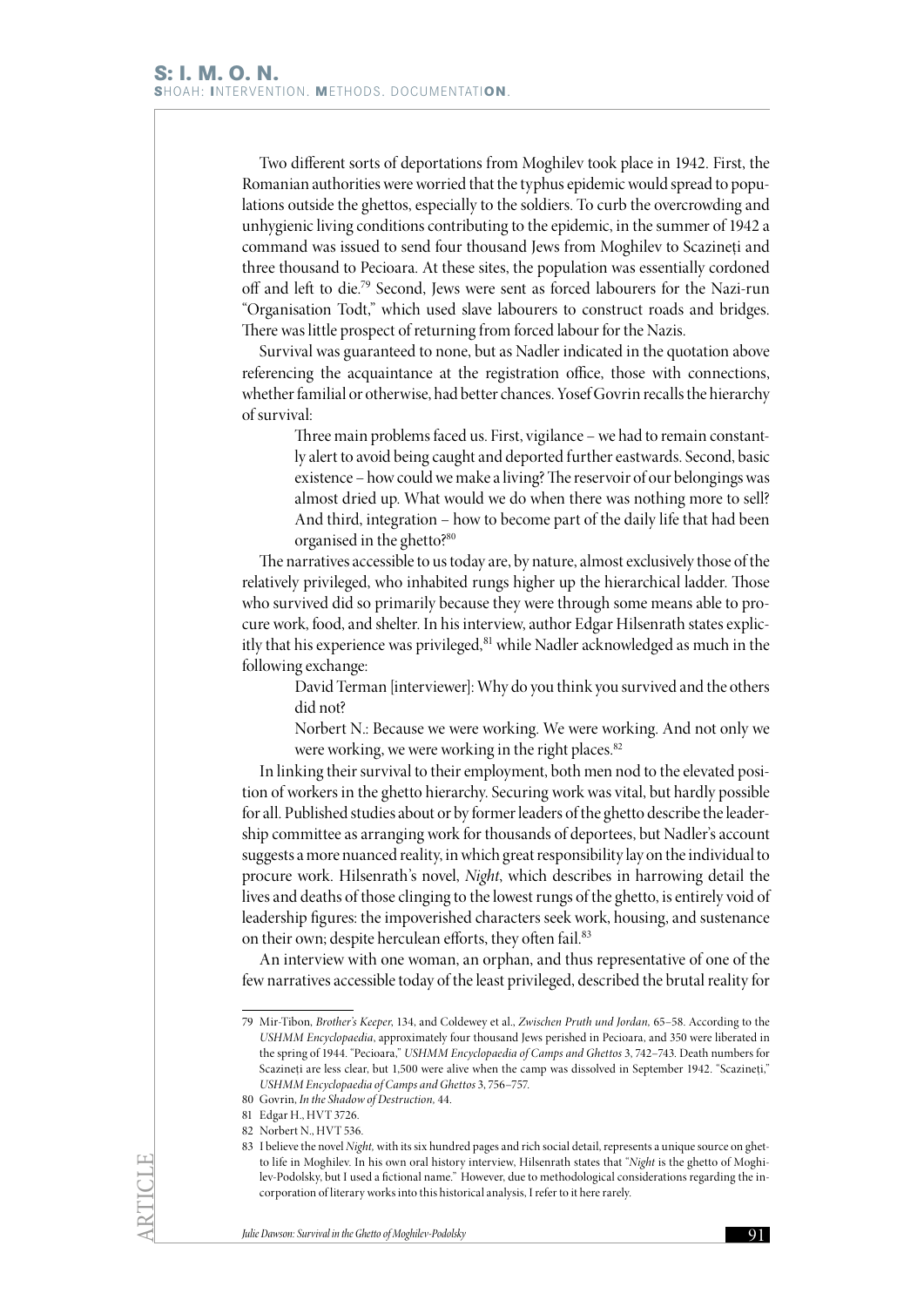Two different sorts of deportations from Moghilev took place in 1942. First, the Romanian authorities were worried that the typhus epidemic would spread to populations outside the ghettos, especially to the soldiers. To curb the overcrowding and unhygienic living conditions contributing to the epidemic, in the summer of 1942 a command was issued to send four thousand Jews from Moghilev to Scazineți and three thousand to Pecioara. At these sites, the population was essentially cordoned off and left to die.[79] Second, Jews were sent as forced labourers for the Nazi-run "Organisation Todt," which used slave labourers to construct roads and bridges. There was little prospect of returning from forced labour for the Nazis.

Survival was guaranteed to none, but as Nadler indicated in the quotation above referencing the acquaintance at the registration office, those with connections, whether familial or otherwise, had better chances. Yosef Govrin recalls the hierarchy of survival:

> Three main problems faced us. First, vigilance – we had to remain constantly alert to avoid being caught and deported further eastwards. Second, basic existence – how could we make a living? The reservoir of our belongings was almost dried up. What would we do when there was nothing more to sell? And third, integration – how to become part of the daily life that had been organised in the ghetto?[80]

The narratives accessible to us today are, by nature, almost exclusively those of the relatively privileged, who inhabited rungs higher up the hierarchical ladder. Those who survived did so primarily because they were through some means able to procure work, food, and shelter. In his interview, author Edgar Hilsenrath states explicitly that his experience was privileged,[81] while Nadler acknowledged as much in the following exchange:

> David Terman [interviewer]: Why do you think you survived and the others did not?
>
> Norbert N.: Because we were working. We were working. And not only we were working, we were working in the right places.[82]

In linking their survival to their employment, both men nod to the elevated position of workers in the ghetto hierarchy. Securing work was vital, but hardly possible for all. Published studies about or by former leaders of the ghetto describe the leadership committee as arranging work for thousands of deportees, but Nadler's account suggests a more nuanced reality, in which great responsibility lay on the individual to procure work. Hilsenrath's novel, *Night*, which describes in harrowing detail the lives and deaths of those clinging to the lowest rungs of the ghetto, is entirely void of leadership figures: the impoverished characters seek work, housing, and sustenance on their own; despite herculean efforts, they often fail.[83]

An interview with one woman, an orphan, and thus representative of one of the few narratives accessible today of the least privileged, described the brutal reality for

---

79 Mir-Tibon, *Brother's Keeper*, 134, and Coldewey et al., *Zwischen Pruth und Jordan*, 65–58. According to the *USHMM Encyclopaedia*, approximately four thousand Jews perished in Pecioara, and 350 were liberated in the spring of 1944. "Pecioara," *USHMM Encyclopaedia of Camps and Ghettos* 3, 742–743. Death numbers for Scazineți are less clear, but 1,500 were alive when the camp was dissolved in September 1942. "Scazineți," *USHMM Encyclopaedia of Camps and Ghettos* 3, 756–757.

80 Govrin, *In the Shadow of Destruction*, 44.

81 Edgar H., HVT 3726.

82 Norbert N., HVT 536.

83 I believe the novel *Night*, with its six hundred pages and rich social detail, represents a unique source on ghetto life in Moghilev. In his own oral history interview, Hilsenrath states that "*Night* is the ghetto of Moghilev-Podolsky, but I used a fictional name." However, due to methodological considerations regarding the incorporation of literary works into this historical analysis, I refer to it here rarely.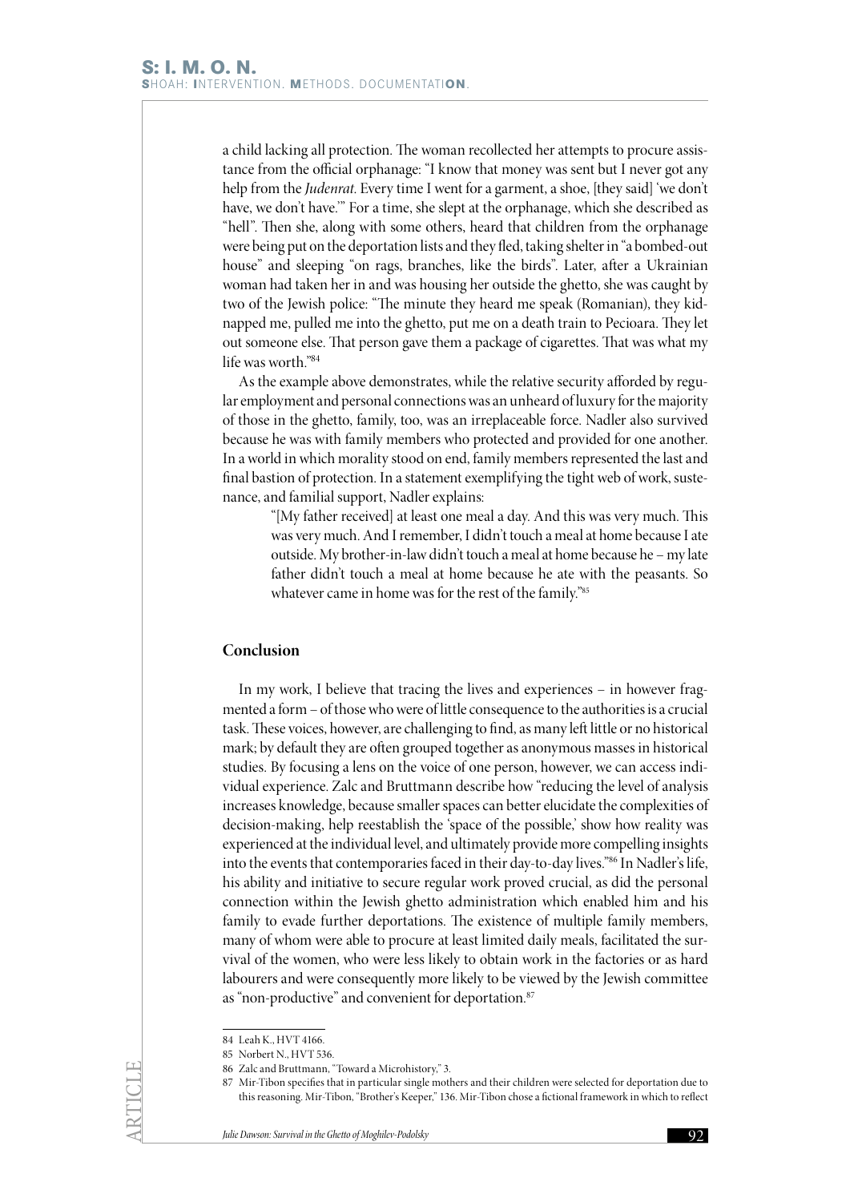a child lacking all protection. The woman recollected her attempts to procure assistance from the official orphanage: "I know that money was sent but I never got any help from the *Judenrat*. Every time I went for a garment, a shoe, [they said] 'we don't have, we don't have.'" For a time, she slept at the orphanage, which she described as "hell". Then she, along with some others, heard that children from the orphanage were being put on the deportation lists and they fled, taking shelter in "a bombed-out house" and sleeping "on rags, branches, like the birds". Later, after a Ukrainian woman had taken her in and was housing her outside the ghetto, she was caught by two of the Jewish police: "The minute they heard me speak (Romanian), they kidnapped me, pulled me into the ghetto, put me on a death train to Pecioara. They let out someone else. That person gave them a package of cigarettes. That was what my life was worth."[84]

As the example above demonstrates, while the relative security afforded by regular employment and personal connections was an unheard of luxury for the majority of those in the ghetto, family, too, was an irreplaceable force. Nadler also survived because he was with family members who protected and provided for one another. In a world in which morality stood on end, family members represented the last and final bastion of protection. In a statement exemplifying the tight web of work, sustenance, and familial support, Nadler explains:

> "[My father received] at least one meal a day. And this was very much. This was very much. And I remember, I didn't touch a meal at home because I ate outside. My brother-in-law didn't touch a meal at home because he – my late father didn't touch a meal at home because he ate with the peasants. So whatever came in home was for the rest of the family."[85]

## Conclusion

In my work, I believe that tracing the lives and experiences – in however fragmented a form – of those who were of little consequence to the authorities is a crucial task. These voices, however, are challenging to find, as many left little or no historical mark; by default they are often grouped together as anonymous masses in historical studies. By focusing a lens on the voice of one person, however, we can access individual experience. Zalc and Bruttmann describe how "reducing the level of analysis increases knowledge, because smaller spaces can better elucidate the complexities of decision-making, help reestablish the 'space of the possible,' show how reality was experienced at the individual level, and ultimately provide more compelling insights into the events that contemporaries faced in their day-to-day lives."[86] In Nadler's life, his ability and initiative to secure regular work proved crucial, as did the personal connection within the Jewish ghetto administration which enabled him and his family to evade further deportations. The existence of multiple family members, many of whom were able to procure at least limited daily meals, facilitated the survival of the women, who were less likely to obtain work in the factories or as hard labourers and were consequently more likely to be viewed by the Jewish committee as "non-productive" and convenient for deportation.[87]

---

84 Leah K., HVT 4166.

85 Norbert N., HVT 536.

86 Zalc and Bruttmann, "Toward a Microhistory," 3.

87 Mir-Tibon specifies that in particular single mothers and their children were selected for deportation due to this reasoning. Mir-Tibon, "Brother's Keeper," 136. Mir-Tibon chose a fictional framework in which to reflect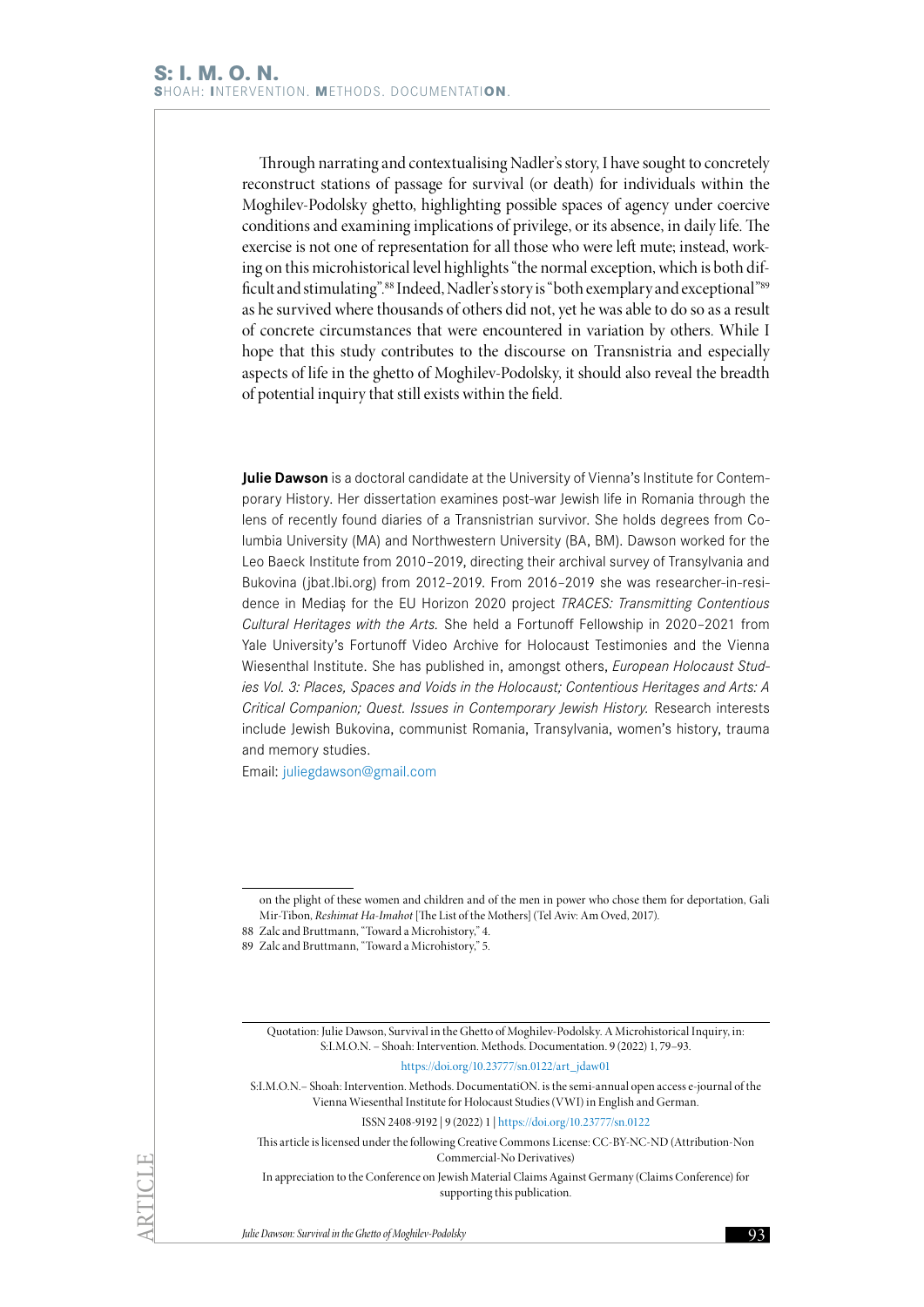Through narrating and contextualising Nadler's story, I have sought to concretely reconstruct stations of passage for survival (or death) for individuals within the Moghilev-Podolsky ghetto, highlighting possible spaces of agency under coercive conditions and examining implications of privilege, or its absence, in daily life. The exercise is not one of representation for all those who were left mute; instead, working on this microhistorical level highlights "the normal exception, which is both difficult and stimulating".[88] Indeed, Nadler's story is "both exemplary and exceptional"[89] as he survived where thousands of others did not, yet he was able to do so as a result of concrete circumstances that were encountered in variation by others. While I hope that this study contributes to the discourse on Transnistria and especially aspects of life in the ghetto of Moghilev-Podolsky, it should also reveal the breadth of potential inquiry that still exists within the field.

**Julie Dawson** is a doctoral candidate at the University of Vienna's Institute for Contemporary History. Her dissertation examines post-war Jewish life in Romania through the lens of recently found diaries of a Transnistrian survivor. She holds degrees from Columbia University (MA) and Northwestern University (BA, BM). Dawson worked for the Leo Baeck Institute from 2010–2019, directing their archival survey of Transylvania and Bukovina (jbat.lbi.org) from 2012–2019. From 2016–2019 she was researcher-in-residence in Mediaș for the EU Horizon 2020 project *TRACES: Transmitting Contentious Cultural Heritages with the Arts.* She held a Fortunoff Fellowship in 2020–2021 from Yale University's Fortunoff Video Archive for Holocaust Testimonies and the Vienna Wiesenthal Institute. She has published in, amongst others, *European Holocaust Studies Vol. 3: Places, Spaces and Voids in the Holocaust; Contentious Heritages and Arts: A Critical Companion; Quest. Issues in Contemporary Jewish History.* Research interests include Jewish Bukovina, communist Romania, Transylvania, women's history, trauma and memory studies.
Email: juliegdawson@gmail.com

---

on the plight of these women and children and of the men in power who chose them for deportation, Gali Mir-Tibon, *Reshimat Ha-Imahot* [The List of the Mothers] (Tel Aviv: Am Oved, 2017).

88 Zalc and Bruttmann, "Toward a Microhistory," 4.

89 Zalc and Bruttmann, "Toward a Microhistory," 5.

---

Quotation: Julie Dawson, Survival in the Ghetto of Moghilev-Podolsky. A Microhistorical Inquiry, in: S:I.M.O.N. – Shoah: Intervention. Methods. Documentation. 9 (2022) 1, 79–93.

https://doi.org/10.23777/sn.0122/art_jdaw01

S:I.M.O.N.– Shoah: Intervention. Methods. DocumentatiON. is the semi-annual open access e-journal of the Vienna Wiesenthal Institute for Holocaust Studies (VWI) in English and German.

ISSN 2408-9192 | 9 (2022) 1 | https://doi.org/10.23777/sn.0122

This article is licensed under the following Creative Commons License: CC-BY-NC-ND (Attribution-Non Commercial-No Derivatives)

In appreciation to the Conference on Jewish Material Claims Against Germany (Claims Conference) for supporting this publication.